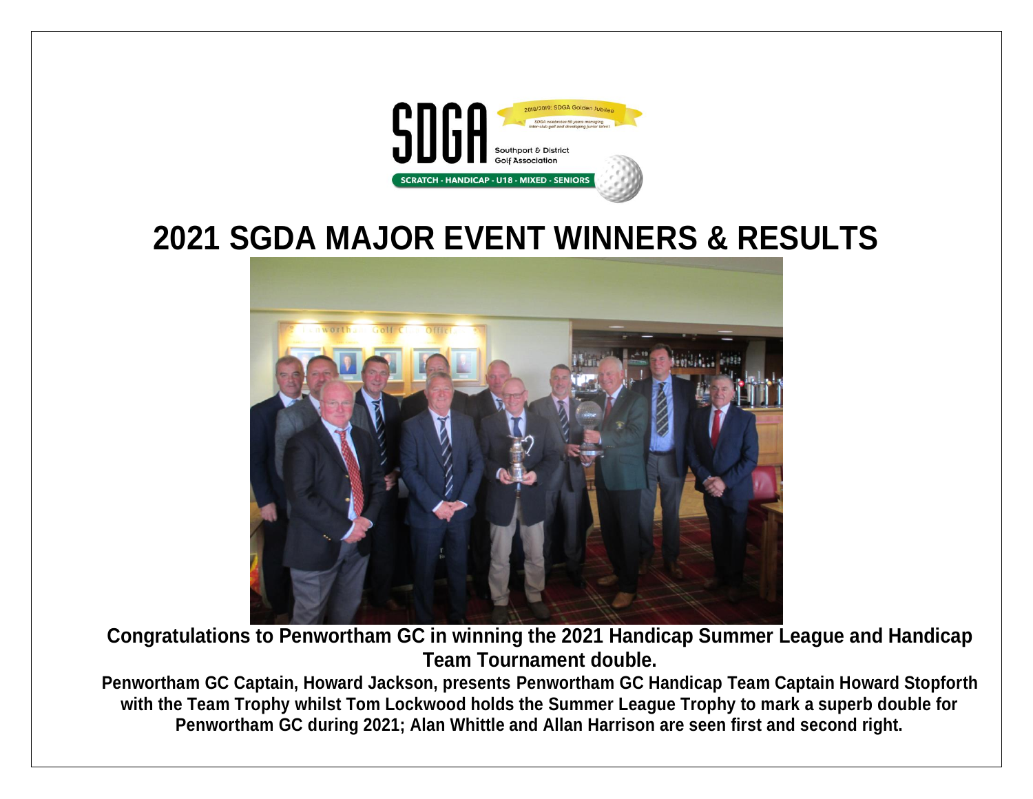# 2021 SGDA MAJOR EVENT WINNERS & RESULTS

**Congratulations to Penwortham GC in winning the 2021 Handicap Summer League and Handicap Team Tournament double.**

**Penwortham GC Captain, Howard Jackson, presents Penwortham GC Handicap Team Captain Howard Stopforth with the Team Trophy whilst Tom Lockwood holds the Summer League Trophy to mark a superb double for Penwortham GC during 2021; Alan Whittle and Allan Harrison are seen first and second right.**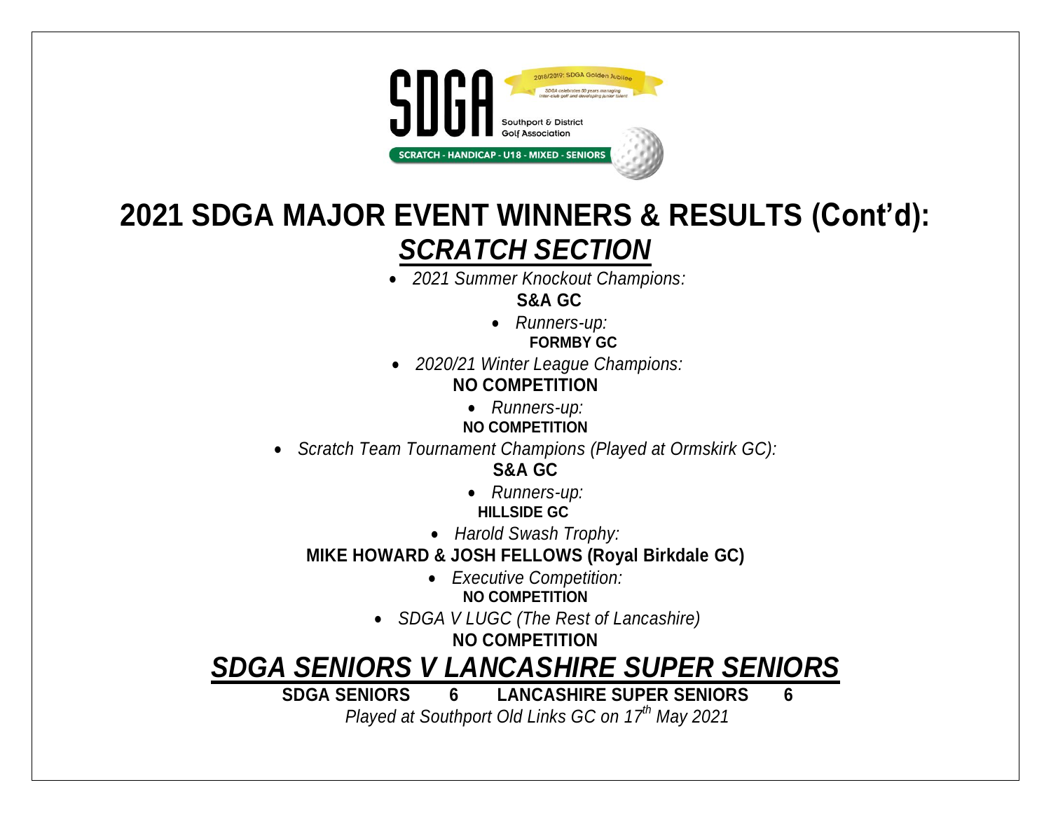# 2021 SDGA MAJOR EVENT WINNERS & RESULTS (Cont'd):

## *SCRATCH SECTION*

- *2021 Summer Knockout Champions:*

**S&A GC**

- *Runners-up:*

**FORMBY GC**

- *2020/21 Winter League Champions:*

**NO COMPETITION**

- *Runners-up:*

**NO COMPETITION**

- *Scratch Team Tournament Champions (Played at Ormskirk GC):*

**S&A GC**

- *Runners-up:*

**HILLSIDE GC**

- *Harold Swash Trophy:*

**MIKE HOWARD & JOSH FELLOWS (Royal Birkdale GC)**

- *Executive Competition:*

**NO COMPETITION**

- *SDGA V LUGC (The Rest of Lancashire)*

**NO COMPETITION**

## *SDGA SENIORS V LANCASHIRE SUPER SENIORS*

**SDGA SENIORS 6 LANCASHIRE SUPER SENIORS 6**

*Played at Southport Old Links GC on 17th May 2021*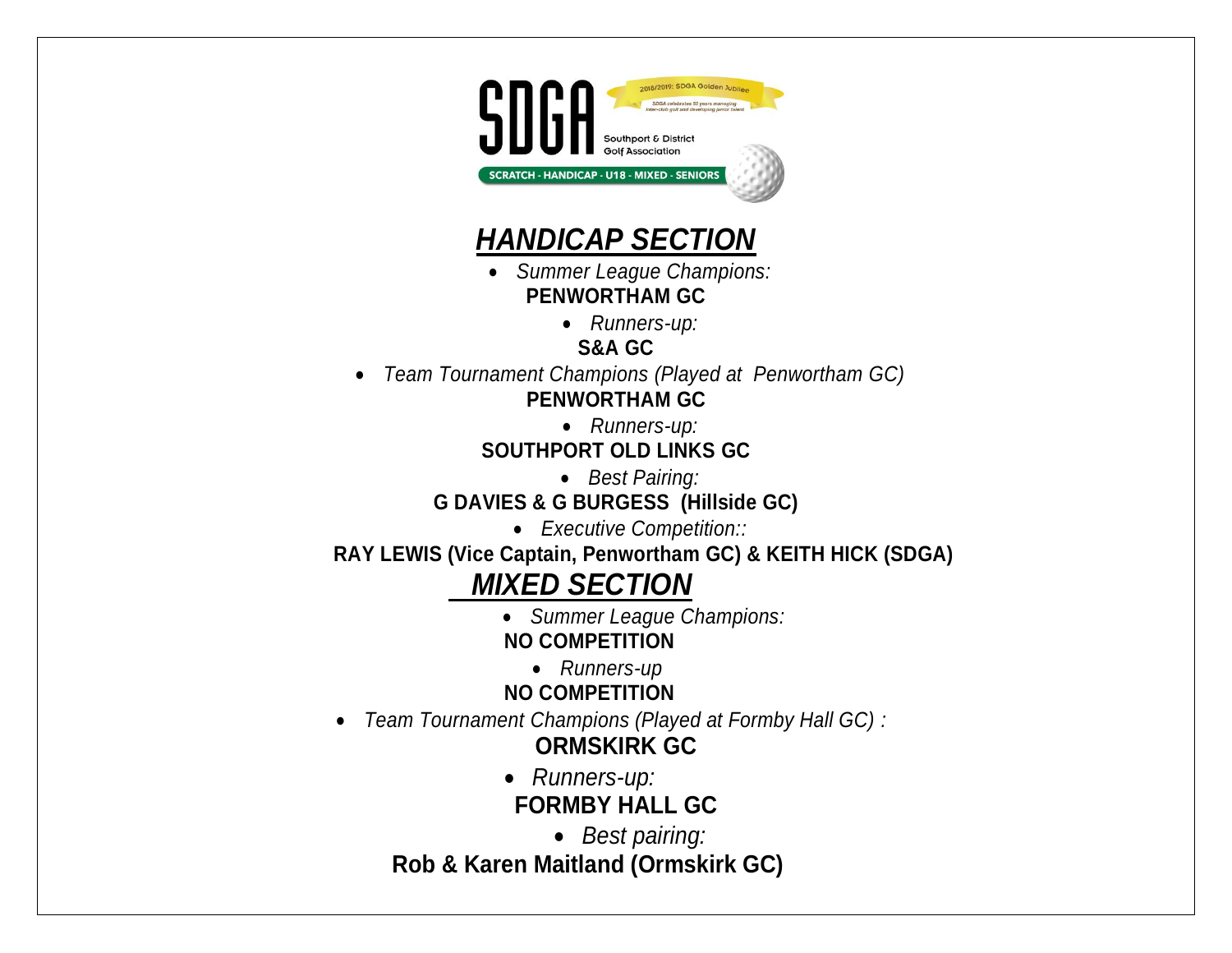SDGA

2018/2019: SDGA Golden Jubilee

SDGA celebrates 50 years managing inter-club golf and developing junior talent

Southport & District Golf Association

SCRATCH - HANDICAP - U18 - MIXED - SENIORS

# ***HANDICAP SECTION***

- *Summer League Champions:*

**PENWORTHAM GC**

- *Runners-up:*

**S&A GC**

- *Team Tournament Champions (Played at Penwortham GC)*

**PENWORTHAM GC**

- *Runners-up:*

**SOUTHPORT OLD LINKS GC**

- *Best Pairing:*

**G DAVIES & G BURGESS (Hillside GC)**

- *Executive Competition::*

**RAY LEWIS (Vice Captain, Penwortham GC) & KEITH HICK (SDGA)**

# ***MIXED SECTION***

- *Summer League Champions:*

**NO COMPETITION**

- *Runners-up*

**NO COMPETITION**

- *Team Tournament Champions (Played at Formby Hall GC) :*

**ORMSKIRK GC**

- *Runners-up:*

**FORMBY HALL GC**

- *Best pairing:*

**Rob & Karen Maitland (Ormskirk GC)**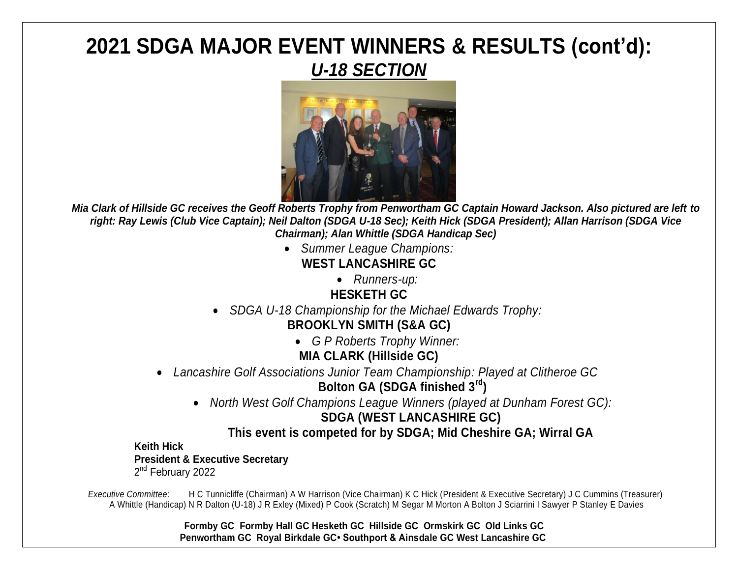# 2021 SDGA MAJOR EVENT WINNERS & RESULTS (cont'd):

## *U-18 SECTION*

***Mia Clark of Hillside GC receives the Geoff Roberts Trophy from Penwortham GC Captain Howard Jackson. Also pictured are left to right: Ray Lewis (Club Vice Captain); Neil Dalton (SDGA U-18 Sec); Keith Hick (SDGA President); Allan Harrison (SDGA Vice Chairman); Alan Whittle (SDGA Handicap Sec)***

- *Summer League Champions:*

**WEST LANCASHIRE GC**

- *Runners-up:*

**HESKETH GC**

- *SDGA U-18 Championship for the Michael Edwards Trophy:*

**BROOKLYN SMITH (S&A GC)**

- *G P Roberts Trophy Winner:*

**MIA CLARK (Hillside GC)**

- *Lancashire Golf Associations Junior Team Championship: Played at Clitheroe GC*

**Bolton GA (SDGA finished 3rd)**

- *North West Golf Champions League Winners (played at Dunham Forest GC):*

**SDGA (WEST LANCASHIRE GC)**

**This event is competed for by SDGA; Mid Cheshire GA; Wirral GA**

**Keith Hick**
**President & Executive Secretary**
2nd February 2022

*Executive Committee*: H C Tunnicliffe (Chairman) A W Harrison (Vice Chairman) K C Hick (President & Executive Secretary) J C Cummins (Treasurer) A Whittle (Handicap) N R Dalton (U-18) J R Exley (Mixed) P Cook (Scratch) M Segar M Morton A Bolton J Sciarrini I Sawyer P Stanley E Davies

**Formby GC Formby Hall GC Hesketh GC Hillside GC Ormskirk GC Old Links GC**
**Penwortham GC Royal Birkdale GC• Southport & Ainsdale GC West Lancashire GC**